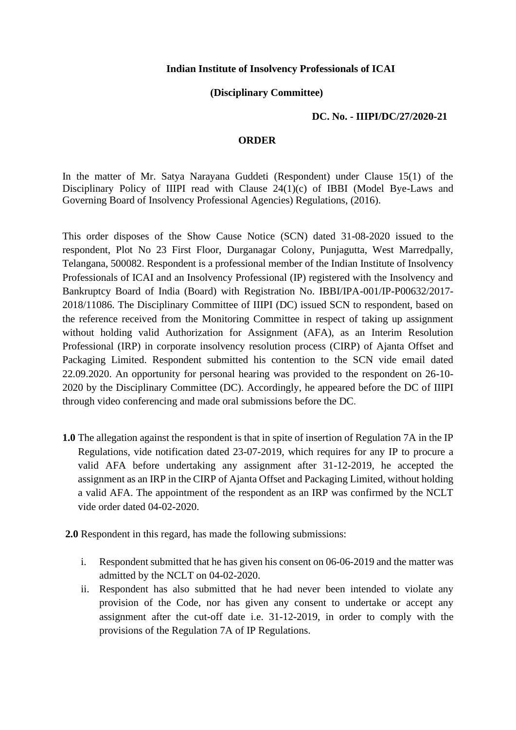**Indian Institute of Insolvency Professionals of ICAI**

**(Disciplinary Committee)**

**DC. No. - IIIPI/DC/27/2020-21**

**ORDER**

In the matter of Mr. Satya Narayana Guddeti (Respondent) under Clause 15(1) of the Disciplinary Policy of IIIPI read with Clause 24(1)(c) of IBBI (Model Bye-Laws and Governing Board of Insolvency Professional Agencies) Regulations, (2016).

This order disposes of the Show Cause Notice (SCN) dated 31-08-2020 issued to the respondent, Plot No 23 First Floor, Durganagar Colony, Punjagutta, West Marredpally, Telangana, 500082. Respondent is a professional member of the Indian Institute of Insolvency Professionals of ICAI and an Insolvency Professional (IP) registered with the Insolvency and Bankruptcy Board of India (Board) with Registration No. IBBI/IPA-001/IP-P00632/2017-2018/11086. The Disciplinary Committee of IIIPI (DC) issued SCN to respondent, based on the reference received from the Monitoring Committee in respect of taking up assignment without holding valid Authorization for Assignment (AFA), as an Interim Resolution Professional (IRP) in corporate insolvency resolution process (CIRP) of Ajanta Offset and Packaging Limited. Respondent submitted his contention to the SCN vide email dated 22.09.2020. An opportunity for personal hearing was provided to the respondent on 26-10-2020 by the Disciplinary Committee (DC). Accordingly, he appeared before the DC of IIIPI through video conferencing and made oral submissions before the DC.

**1.0** The allegation against the respondent is that in spite of insertion of Regulation 7A in the IP Regulations, vide notification dated 23-07-2019, which requires for any IP to procure a valid AFA before undertaking any assignment after 31-12-2019, he accepted the assignment as an IRP in the CIRP of Ajanta Offset and Packaging Limited, without holding a valid AFA. The appointment of the respondent as an IRP was confirmed by the NCLT vide order dated 04-02-2020.

**2.0** Respondent in this regard, has made the following submissions:

i. Respondent submitted that he has given his consent on 06-06-2019 and the matter was admitted by the NCLT on 04-02-2020.

ii. Respondent has also submitted that he had never been intended to violate any provision of the Code, nor has given any consent to undertake or accept any assignment after the cut-off date i.e. 31-12-2019, in order to comply with the provisions of the Regulation 7A of IP Regulations.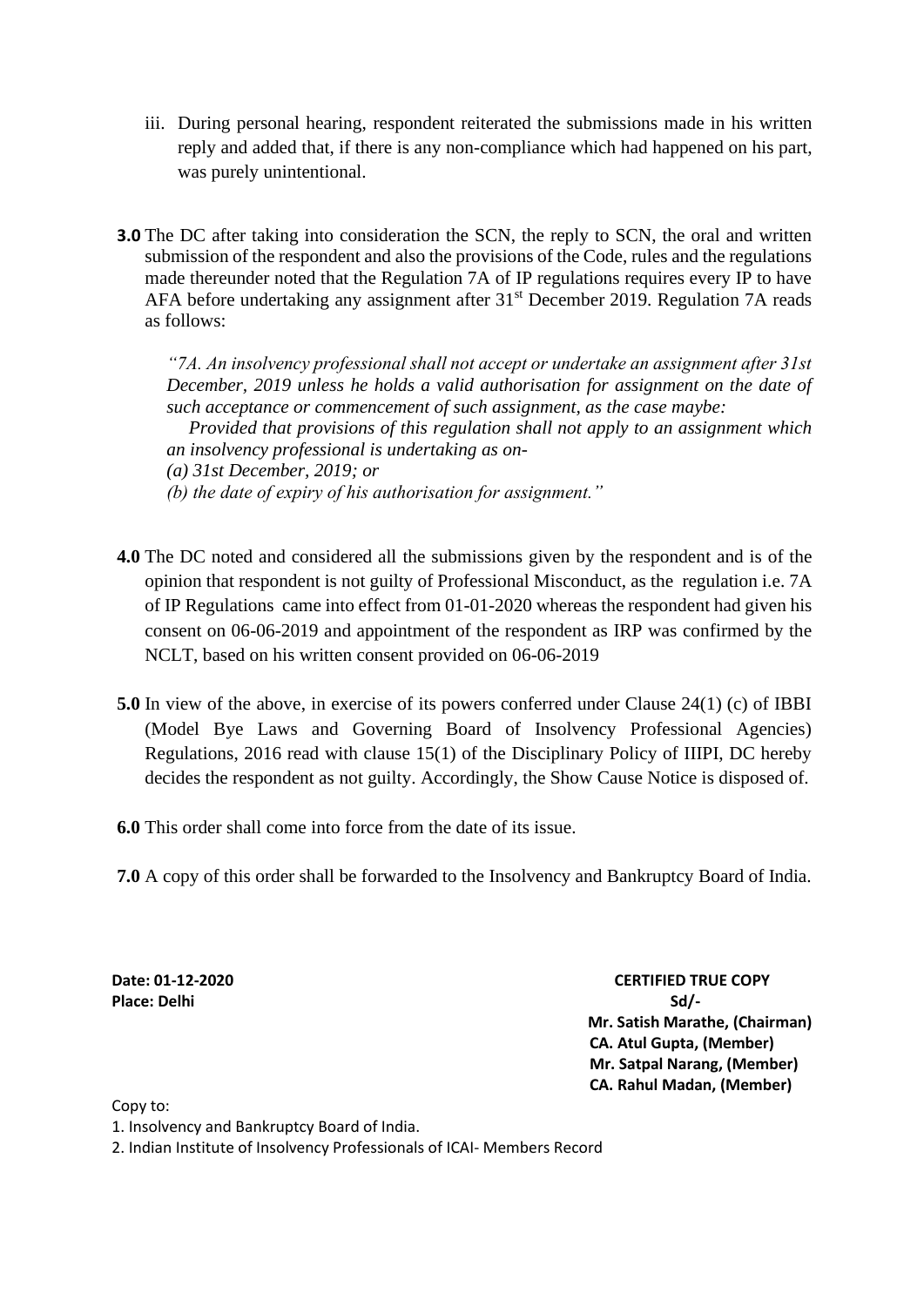iii. During personal hearing, respondent reiterated the submissions made in his written reply and added that, if there is any non-compliance which had happened on his part, was purely unintentional.

**3.0** The DC after taking into consideration the SCN, the reply to SCN, the oral and written submission of the respondent and also the provisions of the Code, rules and the regulations made thereunder noted that the Regulation 7A of IP regulations requires every IP to have AFA before undertaking any assignment after 31st December 2019. Regulation 7A reads as follows:

*"7A. An insolvency professional shall not accept or undertake an assignment after 31st December, 2019 unless he holds a valid authorisation for assignment on the date of such acceptance or commencement of such assignment, as the case maybe:*
*Provided that provisions of this regulation shall not apply to an assignment which an insolvency professional is undertaking as on-*
*(a) 31st December, 2019; or*
*(b) the date of expiry of his authorisation for assignment."*

**4.0** The DC noted and considered all the submissions given by the respondent and is of the opinion that respondent is not guilty of Professional Misconduct, as the regulation i.e. 7A of IP Regulations came into effect from 01-01-2020 whereas the respondent had given his consent on 06-06-2019 and appointment of the respondent as IRP was confirmed by the NCLT, based on his written consent provided on 06-06-2019

**5.0** In view of the above, in exercise of its powers conferred under Clause 24(1) (c) of IBBI (Model Bye Laws and Governing Board of Insolvency Professional Agencies) Regulations, 2016 read with clause 15(1) of the Disciplinary Policy of IIIPI, DC hereby decides the respondent as not guilty. Accordingly, the Show Cause Notice is disposed of.

**6.0** This order shall come into force from the date of its issue.

**7.0** A copy of this order shall be forwarded to the Insolvency and Bankruptcy Board of India.

**Date: 01-12-2020**
**Place: Delhi**

**CERTIFIED TRUE COPY**
**Sd/-**
**Mr. Satish Marathe, (Chairman)**
**CA. Atul Gupta, (Member)**
**Mr. Satpal Narang, (Member)**
**CA. Rahul Madan, (Member)**

Copy to:
1. Insolvency and Bankruptcy Board of India.
2. Indian Institute of Insolvency Professionals of ICAI- Members Record